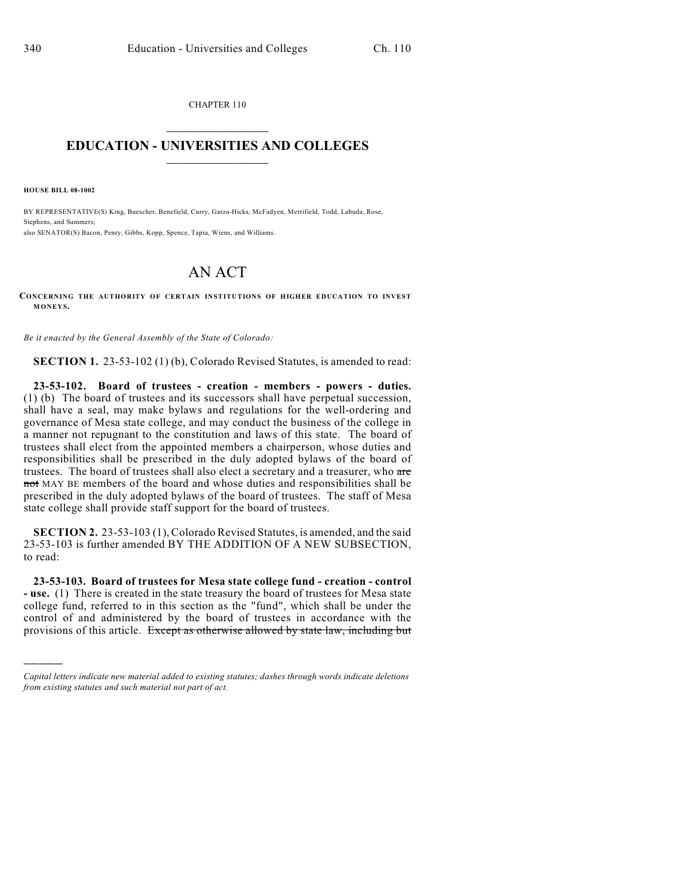CHAPTER 110

# EDUCATION - UNIVERSITIES AND COLLEGES

**HOUSE BILL 08-1002**

BY REPRESENTATIVE(S) King, Buescher, Benefield, Curry, Garza-Hicks, McFadyen, Merrifield, Todd, Labuda, Rose, Stephens, and Summers;
also SENATOR(S) Bacon, Penry, Gibbs, Kopp, Spence, Tapia, Wiens, and Williams.

# AN ACT

**CONCERNING THE AUTHORITY OF CERTAIN INSTITUTIONS OF HIGHER EDUCATION TO INVEST MONEYS.**

*Be it enacted by the General Assembly of the State of Colorado:*

**SECTION 1.** 23-53-102 (1) (b), Colorado Revised Statutes, is amended to read:

**23-53-102. Board of trustees - creation - members - powers - duties.** (1) (b) The board of trustees and its successors shall have perpetual succession, shall have a seal, may make bylaws and regulations for the well-ordering and governance of Mesa state college, and may conduct the business of the college in a manner not repugnant to the constitution and laws of this state. The board of trustees shall elect from the appointed members a chairperson, whose duties and responsibilities shall be prescribed in the duly adopted bylaws of the board of trustees. The board of trustees shall also elect a secretary and a treasurer, who ~~are not~~ MAY BE members of the board and whose duties and responsibilities shall be prescribed in the duly adopted bylaws of the board of trustees. The staff of Mesa state college shall provide staff support for the board of trustees.

**SECTION 2.** 23-53-103 (1), Colorado Revised Statutes, is amended, and the said 23-53-103 is further amended BY THE ADDITION OF A NEW SUBSECTION, to read:

**23-53-103. Board of trustees for Mesa state college fund - creation - control - use.** (1) There is created in the state treasury the board of trustees for Mesa state college fund, referred to in this section as the "fund", which shall be under the control of and administered by the board of trustees in accordance with the provisions of this article. ~~Except as otherwise allowed by state law, including but~~

*Capital letters indicate new material added to existing statutes; dashes through words indicate deletions from existing statutes and such material not part of act.*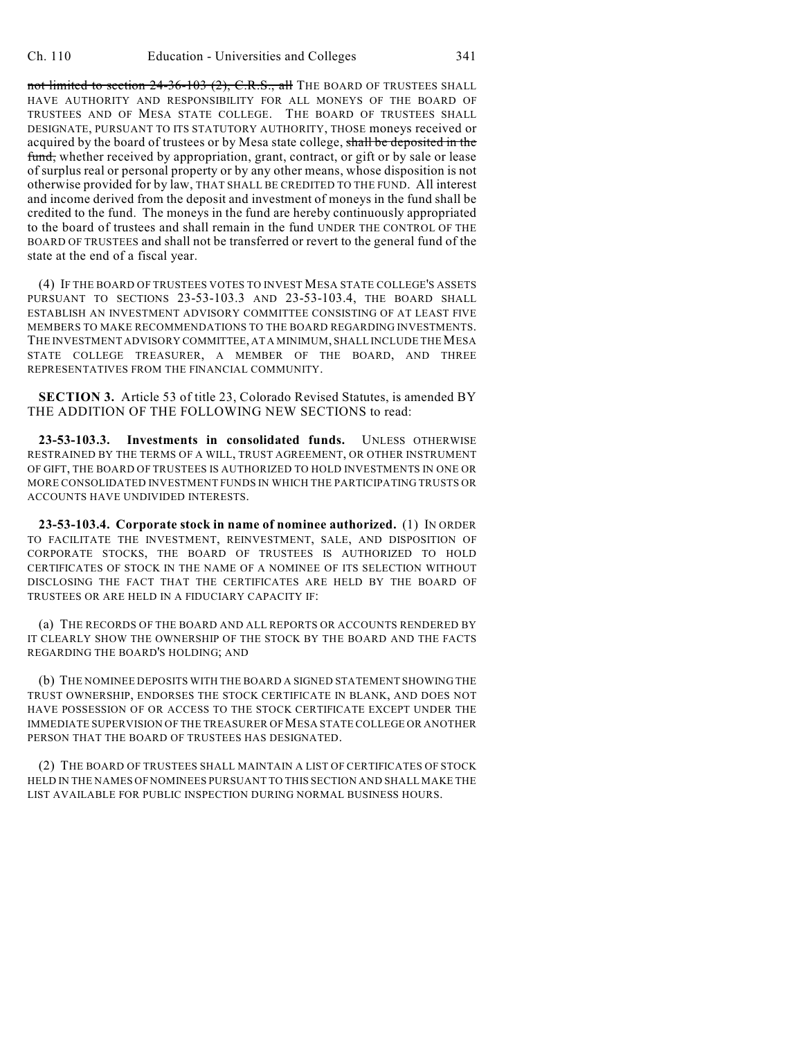~~not limited to section 24-36-103 (2), C.R.S., all~~ THE BOARD OF TRUSTEES SHALL HAVE AUTHORITY AND RESPONSIBILITY FOR ALL MONEYS OF THE BOARD OF TRUSTEES AND OF MESA STATE COLLEGE. THE BOARD OF TRUSTEES SHALL DESIGNATE, PURSUANT TO ITS STATUTORY AUTHORITY, THOSE moneys received or acquired by the board of trustees or by Mesa state college, ~~shall be deposited in the fund,~~ whether received by appropriation, grant, contract, or gift or by sale or lease of surplus real or personal property or by any other means, whose disposition is not otherwise provided for by law, THAT SHALL BE CREDITED TO THE FUND. All interest and income derived from the deposit and investment of moneys in the fund shall be credited to the fund. The moneys in the fund are hereby continuously appropriated to the board of trustees and shall remain in the fund UNDER THE CONTROL OF THE BOARD OF TRUSTEES and shall not be transferred or revert to the general fund of the state at the end of a fiscal year.

(4) IF THE BOARD OF TRUSTEES VOTES TO INVEST MESA STATE COLLEGE'S ASSETS PURSUANT TO SECTIONS 23-53-103.3 AND 23-53-103.4, THE BOARD SHALL ESTABLISH AN INVESTMENT ADVISORY COMMITTEE CONSISTING OF AT LEAST FIVE MEMBERS TO MAKE RECOMMENDATIONS TO THE BOARD REGARDING INVESTMENTS. THE INVESTMENT ADVISORY COMMITTEE, AT A MINIMUM, SHALL INCLUDE THE MESA STATE COLLEGE TREASURER, A MEMBER OF THE BOARD, AND THREE REPRESENTATIVES FROM THE FINANCIAL COMMUNITY.

**SECTION 3.** Article 53 of title 23, Colorado Revised Statutes, is amended BY THE ADDITION OF THE FOLLOWING NEW SECTIONS to read:

**23-53-103.3. Investments in consolidated funds.** UNLESS OTHERWISE RESTRAINED BY THE TERMS OF A WILL, TRUST AGREEMENT, OR OTHER INSTRUMENT OF GIFT, THE BOARD OF TRUSTEES IS AUTHORIZED TO HOLD INVESTMENTS IN ONE OR MORE CONSOLIDATED INVESTMENT FUNDS IN WHICH THE PARTICIPATING TRUSTS OR ACCOUNTS HAVE UNDIVIDED INTERESTS.

**23-53-103.4. Corporate stock in name of nominee authorized.** (1) IN ORDER TO FACILITATE THE INVESTMENT, REINVESTMENT, SALE, AND DISPOSITION OF CORPORATE STOCKS, THE BOARD OF TRUSTEES IS AUTHORIZED TO HOLD CERTIFICATES OF STOCK IN THE NAME OF A NOMINEE OF ITS SELECTION WITHOUT DISCLOSING THE FACT THAT THE CERTIFICATES ARE HELD BY THE BOARD OF TRUSTEES OR ARE HELD IN A FIDUCIARY CAPACITY IF:

(a) THE RECORDS OF THE BOARD AND ALL REPORTS OR ACCOUNTS RENDERED BY IT CLEARLY SHOW THE OWNERSHIP OF THE STOCK BY THE BOARD AND THE FACTS REGARDING THE BOARD'S HOLDING; AND

(b) THE NOMINEE DEPOSITS WITH THE BOARD A SIGNED STATEMENT SHOWING THE TRUST OWNERSHIP, ENDORSES THE STOCK CERTIFICATE IN BLANK, AND DOES NOT HAVE POSSESSION OF OR ACCESS TO THE STOCK CERTIFICATE EXCEPT UNDER THE IMMEDIATE SUPERVISION OF THE TREASURER OF MESA STATE COLLEGE OR ANOTHER PERSON THAT THE BOARD OF TRUSTEES HAS DESIGNATED.

(2) THE BOARD OF TRUSTEES SHALL MAINTAIN A LIST OF CERTIFICATES OF STOCK HELD IN THE NAMES OF NOMINEES PURSUANT TO THIS SECTION AND SHALL MAKE THE LIST AVAILABLE FOR PUBLIC INSPECTION DURING NORMAL BUSINESS HOURS.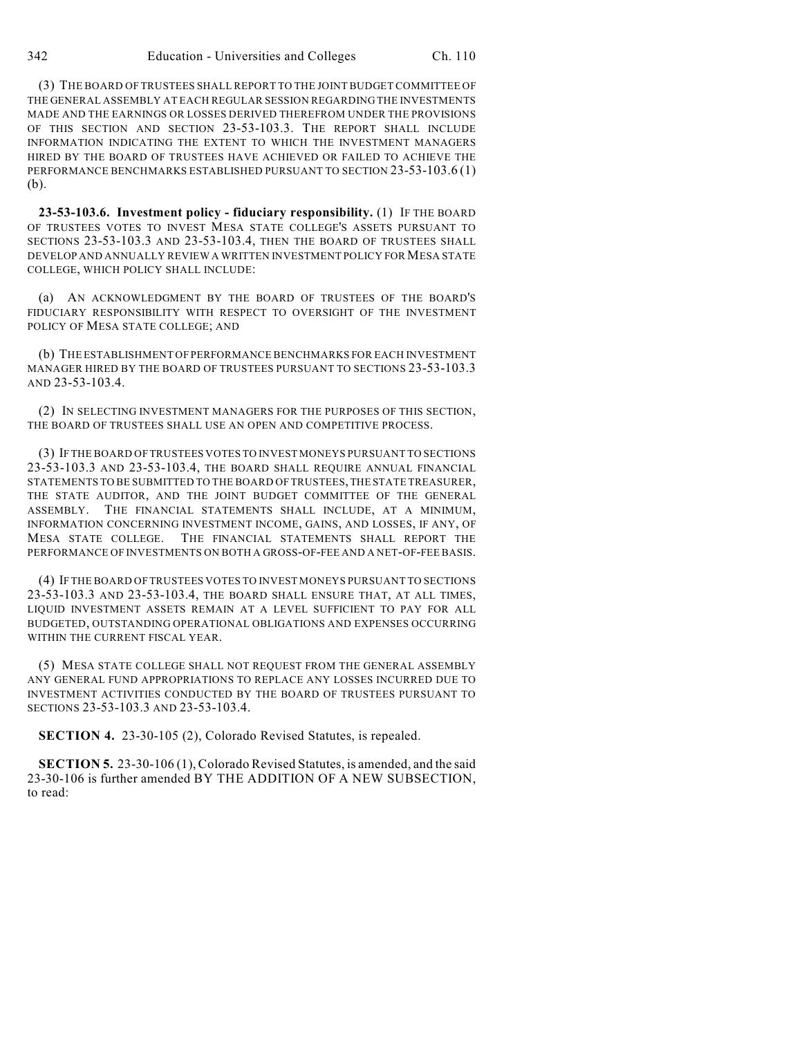(3) THE BOARD OF TRUSTEES SHALL REPORT TO THE JOINT BUDGET COMMITTEE OF THE GENERAL ASSEMBLY AT EACH REGULAR SESSION REGARDING THE INVESTMENTS MADE AND THE EARNINGS OR LOSSES DERIVED THEREFROM UNDER THE PROVISIONS OF THIS SECTION AND SECTION 23-53-103.3. THE REPORT SHALL INCLUDE INFORMATION INDICATING THE EXTENT TO WHICH THE INVESTMENT MANAGERS HIRED BY THE BOARD OF TRUSTEES HAVE ACHIEVED OR FAILED TO ACHIEVE THE PERFORMANCE BENCHMARKS ESTABLISHED PURSUANT TO SECTION 23-53-103.6 (1) (b).

**23-53-103.6. Investment policy - fiduciary responsibility.** (1) IF THE BOARD OF TRUSTEES VOTES TO INVEST MESA STATE COLLEGE'S ASSETS PURSUANT TO SECTIONS 23-53-103.3 AND 23-53-103.4, THEN THE BOARD OF TRUSTEES SHALL DEVELOP AND ANNUALLY REVIEW A WRITTEN INVESTMENT POLICY FOR MESA STATE COLLEGE, WHICH POLICY SHALL INCLUDE:

(a) AN ACKNOWLEDGMENT BY THE BOARD OF TRUSTEES OF THE BOARD'S FIDUCIARY RESPONSIBILITY WITH RESPECT TO OVERSIGHT OF THE INVESTMENT POLICY OF MESA STATE COLLEGE; AND

(b) THE ESTABLISHMENT OF PERFORMANCE BENCHMARKS FOR EACH INVESTMENT MANAGER HIRED BY THE BOARD OF TRUSTEES PURSUANT TO SECTIONS 23-53-103.3 AND 23-53-103.4.

(2) IN SELECTING INVESTMENT MANAGERS FOR THE PURPOSES OF THIS SECTION, THE BOARD OF TRUSTEES SHALL USE AN OPEN AND COMPETITIVE PROCESS.

(3) IF THE BOARD OF TRUSTEES VOTES TO INVEST MONEYS PURSUANT TO SECTIONS 23-53-103.3 AND 23-53-103.4, THE BOARD SHALL REQUIRE ANNUAL FINANCIAL STATEMENTS TO BE SUBMITTED TO THE BOARD OF TRUSTEES, THE STATE TREASURER, THE STATE AUDITOR, AND THE JOINT BUDGET COMMITTEE OF THE GENERAL ASSEMBLY. THE FINANCIAL STATEMENTS SHALL INCLUDE, AT A MINIMUM, INFORMATION CONCERNING INVESTMENT INCOME, GAINS, AND LOSSES, IF ANY, OF MESA STATE COLLEGE. THE FINANCIAL STATEMENTS SHALL REPORT THE PERFORMANCE OF INVESTMENTS ON BOTH A GROSS-OF-FEE AND A NET-OF-FEE BASIS.

(4) IF THE BOARD OF TRUSTEES VOTES TO INVEST MONEYS PURSUANT TO SECTIONS 23-53-103.3 AND 23-53-103.4, THE BOARD SHALL ENSURE THAT, AT ALL TIMES, LIQUID INVESTMENT ASSETS REMAIN AT A LEVEL SUFFICIENT TO PAY FOR ALL BUDGETED, OUTSTANDING OPERATIONAL OBLIGATIONS AND EXPENSES OCCURRING WITHIN THE CURRENT FISCAL YEAR.

(5) MESA STATE COLLEGE SHALL NOT REQUEST FROM THE GENERAL ASSEMBLY ANY GENERAL FUND APPROPRIATIONS TO REPLACE ANY LOSSES INCURRED DUE TO INVESTMENT ACTIVITIES CONDUCTED BY THE BOARD OF TRUSTEES PURSUANT TO SECTIONS 23-53-103.3 AND 23-53-103.4.

**SECTION 4.** 23-30-105 (2), Colorado Revised Statutes, is repealed.

**SECTION 5.** 23-30-106 (1), Colorado Revised Statutes, is amended, and the said 23-30-106 is further amended BY THE ADDITION OF A NEW SUBSECTION, to read: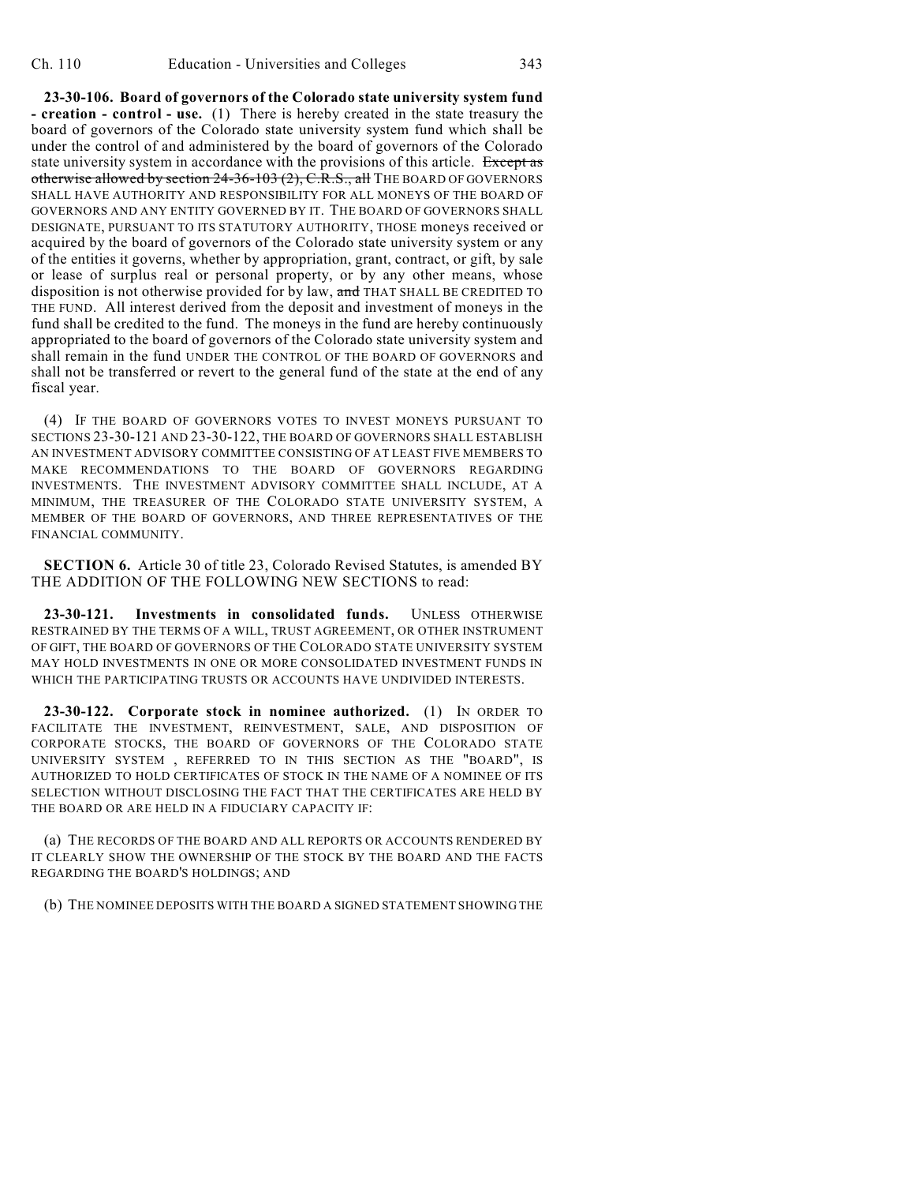**23-30-106. Board of governors of the Colorado state university system fund - creation - control - use.** (1) There is hereby created in the state treasury the board of governors of the Colorado state university system fund which shall be under the control of and administered by the board of governors of the Colorado state university system in accordance with the provisions of this article. ~~Except as otherwise allowed by section 24-36-103 (2), C.R.S., all~~ THE BOARD OF GOVERNORS SHALL HAVE AUTHORITY AND RESPONSIBILITY FOR ALL MONEYS OF THE BOARD OF GOVERNORS AND ANY ENTITY GOVERNED BY IT. THE BOARD OF GOVERNORS SHALL DESIGNATE, PURSUANT TO ITS STATUTORY AUTHORITY, THOSE moneys received or acquired by the board of governors of the Colorado state university system or any of the entities it governs, whether by appropriation, grant, contract, or gift, by sale or lease of surplus real or personal property, or by any other means, whose disposition is not otherwise provided for by law, ~~and~~ THAT SHALL BE CREDITED TO THE FUND. All interest derived from the deposit and investment of moneys in the fund shall be credited to the fund. The moneys in the fund are hereby continuously appropriated to the board of governors of the Colorado state university system and shall remain in the fund UNDER THE CONTROL OF THE BOARD OF GOVERNORS and shall not be transferred or revert to the general fund of the state at the end of any fiscal year.

(4) IF THE BOARD OF GOVERNORS VOTES TO INVEST MONEYS PURSUANT TO SECTIONS 23-30-121 AND 23-30-122, THE BOARD OF GOVERNORS SHALL ESTABLISH AN INVESTMENT ADVISORY COMMITTEE CONSISTING OF AT LEAST FIVE MEMBERS TO MAKE RECOMMENDATIONS TO THE BOARD OF GOVERNORS REGARDING INVESTMENTS. THE INVESTMENT ADVISORY COMMITTEE SHALL INCLUDE, AT A MINIMUM, THE TREASURER OF THE COLORADO STATE UNIVERSITY SYSTEM, A MEMBER OF THE BOARD OF GOVERNORS, AND THREE REPRESENTATIVES OF THE FINANCIAL COMMUNITY.

**SECTION 6.** Article 30 of title 23, Colorado Revised Statutes, is amended BY THE ADDITION OF THE FOLLOWING NEW SECTIONS to read:

**23-30-121. Investments in consolidated funds.** UNLESS OTHERWISE RESTRAINED BY THE TERMS OF A WILL, TRUST AGREEMENT, OR OTHER INSTRUMENT OF GIFT, THE BOARD OF GOVERNORS OF THE COLORADO STATE UNIVERSITY SYSTEM MAY HOLD INVESTMENTS IN ONE OR MORE CONSOLIDATED INVESTMENT FUNDS IN WHICH THE PARTICIPATING TRUSTS OR ACCOUNTS HAVE UNDIVIDED INTERESTS.

**23-30-122. Corporate stock in nominee authorized.** (1) IN ORDER TO FACILITATE THE INVESTMENT, REINVESTMENT, SALE, AND DISPOSITION OF CORPORATE STOCKS, THE BOARD OF GOVERNORS OF THE COLORADO STATE UNIVERSITY SYSTEM , REFERRED TO IN THIS SECTION AS THE "BOARD", IS AUTHORIZED TO HOLD CERTIFICATES OF STOCK IN THE NAME OF A NOMINEE OF ITS SELECTION WITHOUT DISCLOSING THE FACT THAT THE CERTIFICATES ARE HELD BY THE BOARD OR ARE HELD IN A FIDUCIARY CAPACITY IF:

(a) THE RECORDS OF THE BOARD AND ALL REPORTS OR ACCOUNTS RENDERED BY IT CLEARLY SHOW THE OWNERSHIP OF THE STOCK BY THE BOARD AND THE FACTS REGARDING THE BOARD'S HOLDINGS; AND

(b) THE NOMINEE DEPOSITS WITH THE BOARD A SIGNED STATEMENT SHOWING THE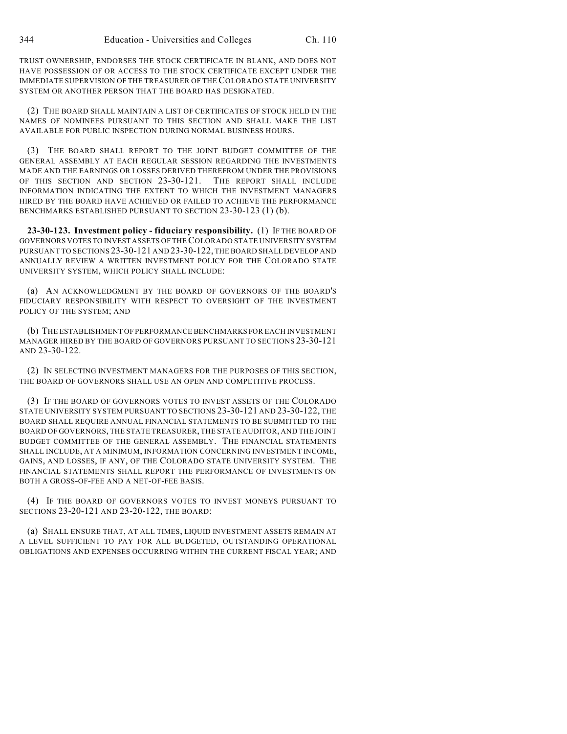TRUST OWNERSHIP, ENDORSES THE STOCK CERTIFICATE IN BLANK, AND DOES NOT HAVE POSSESSION OF OR ACCESS TO THE STOCK CERTIFICATE EXCEPT UNDER THE IMMEDIATE SUPERVISION OF THE TREASURER OF THE COLORADO STATE UNIVERSITY SYSTEM OR ANOTHER PERSON THAT THE BOARD HAS DESIGNATED.

(2) THE BOARD SHALL MAINTAIN A LIST OF CERTIFICATES OF STOCK HELD IN THE NAMES OF NOMINEES PURSUANT TO THIS SECTION AND SHALL MAKE THE LIST AVAILABLE FOR PUBLIC INSPECTION DURING NORMAL BUSINESS HOURS.

(3) THE BOARD SHALL REPORT TO THE JOINT BUDGET COMMITTEE OF THE GENERAL ASSEMBLY AT EACH REGULAR SESSION REGARDING THE INVESTMENTS MADE AND THE EARNINGS OR LOSSES DERIVED THEREFROM UNDER THE PROVISIONS OF THIS SECTION AND SECTION 23-30-121. THE REPORT SHALL INCLUDE INFORMATION INDICATING THE EXTENT TO WHICH THE INVESTMENT MANAGERS HIRED BY THE BOARD HAVE ACHIEVED OR FAILED TO ACHIEVE THE PERFORMANCE BENCHMARKS ESTABLISHED PURSUANT TO SECTION 23-30-123 (1) (b).

**23-30-123. Investment policy - fiduciary responsibility.** (1) IF THE BOARD OF GOVERNORS VOTES TO INVEST ASSETS OF THE COLORADO STATE UNIVERSITY SYSTEM PURSUANT TO SECTIONS 23-30-121 AND 23-30-122, THE BOARD SHALL DEVELOP AND ANNUALLY REVIEW A WRITTEN INVESTMENT POLICY FOR THE COLORADO STATE UNIVERSITY SYSTEM, WHICH POLICY SHALL INCLUDE:

(a) AN ACKNOWLEDGMENT BY THE BOARD OF GOVERNORS OF THE BOARD'S FIDUCIARY RESPONSIBILITY WITH RESPECT TO OVERSIGHT OF THE INVESTMENT POLICY OF THE SYSTEM; AND

(b) THE ESTABLISHMENT OF PERFORMANCE BENCHMARKS FOR EACH INVESTMENT MANAGER HIRED BY THE BOARD OF GOVERNORS PURSUANT TO SECTIONS 23-30-121 AND 23-30-122.

(2) IN SELECTING INVESTMENT MANAGERS FOR THE PURPOSES OF THIS SECTION, THE BOARD OF GOVERNORS SHALL USE AN OPEN AND COMPETITIVE PROCESS.

(3) IF THE BOARD OF GOVERNORS VOTES TO INVEST ASSETS OF THE COLORADO STATE UNIVERSITY SYSTEM PURSUANT TO SECTIONS 23-30-121 AND 23-30-122, THE BOARD SHALL REQUIRE ANNUAL FINANCIAL STATEMENTS TO BE SUBMITTED TO THE BOARD OF GOVERNORS, THE STATE TREASURER, THE STATE AUDITOR, AND THE JOINT BUDGET COMMITTEE OF THE GENERAL ASSEMBLY. THE FINANCIAL STATEMENTS SHALL INCLUDE, AT A MINIMUM, INFORMATION CONCERNING INVESTMENT INCOME, GAINS, AND LOSSES, IF ANY, OF THE COLORADO STATE UNIVERSITY SYSTEM. THE FINANCIAL STATEMENTS SHALL REPORT THE PERFORMANCE OF INVESTMENTS ON BOTH A GROSS-OF-FEE AND A NET-OF-FEE BASIS.

(4) IF THE BOARD OF GOVERNORS VOTES TO INVEST MONEYS PURSUANT TO SECTIONS 23-20-121 AND 23-20-122, THE BOARD:

(a) SHALL ENSURE THAT, AT ALL TIMES, LIQUID INVESTMENT ASSETS REMAIN AT A LEVEL SUFFICIENT TO PAY FOR ALL BUDGETED, OUTSTANDING OPERATIONAL OBLIGATIONS AND EXPENSES OCCURRING WITHIN THE CURRENT FISCAL YEAR; AND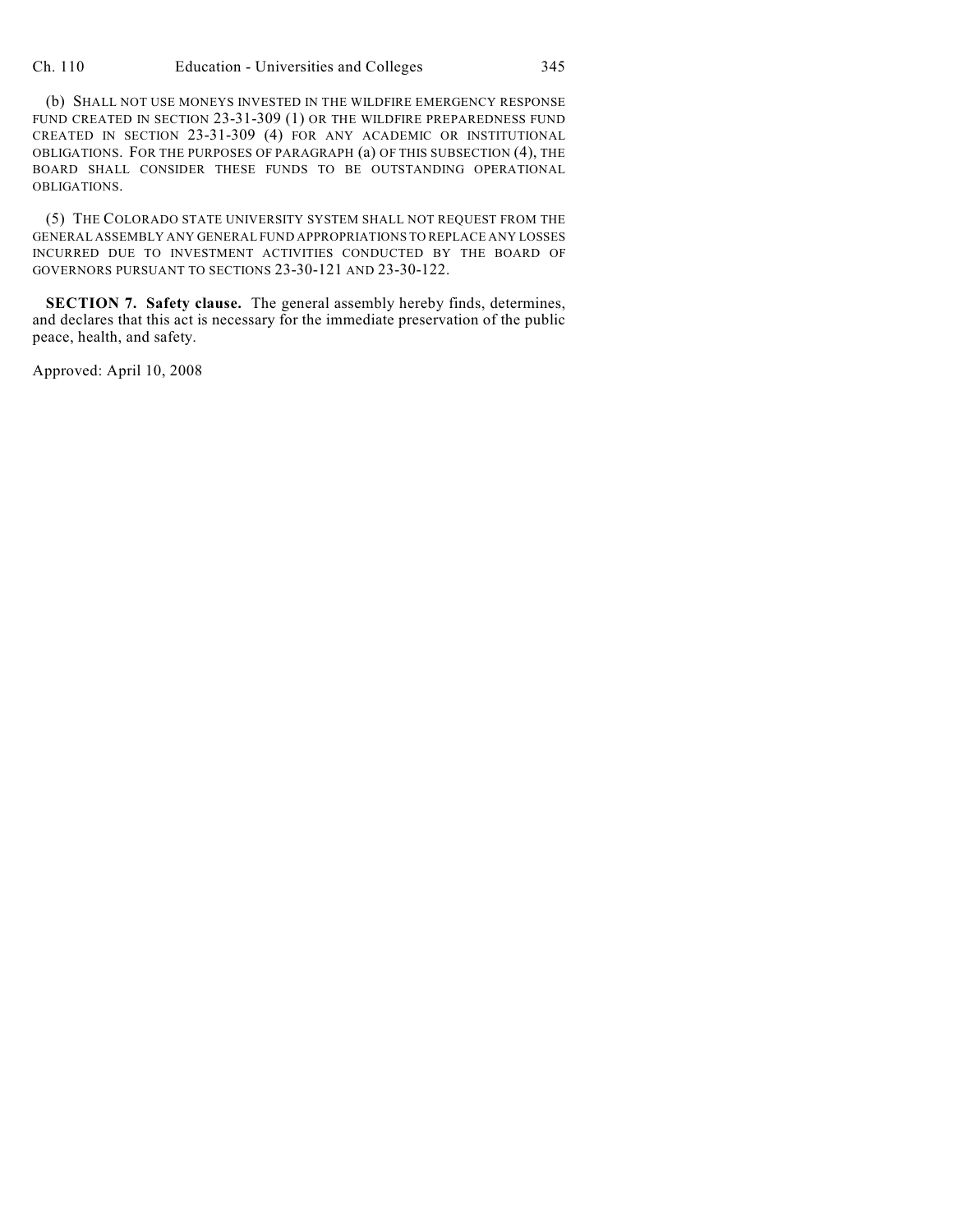(b) SHALL NOT USE MONEYS INVESTED IN THE WILDFIRE EMERGENCY RESPONSE FUND CREATED IN SECTION 23-31-309 (1) OR THE WILDFIRE PREPAREDNESS FUND CREATED IN SECTION 23-31-309 (4) FOR ANY ACADEMIC OR INSTITUTIONAL OBLIGATIONS. FOR THE PURPOSES OF PARAGRAPH (a) OF THIS SUBSECTION (4), THE BOARD SHALL CONSIDER THESE FUNDS TO BE OUTSTANDING OPERATIONAL OBLIGATIONS.

(5) THE COLORADO STATE UNIVERSITY SYSTEM SHALL NOT REQUEST FROM THE GENERAL ASSEMBLY ANY GENERAL FUND APPROPRIATIONS TO REPLACE ANY LOSSES INCURRED DUE TO INVESTMENT ACTIVITIES CONDUCTED BY THE BOARD OF GOVERNORS PURSUANT TO SECTIONS 23-30-121 AND 23-30-122.

**SECTION 7. Safety clause.** The general assembly hereby finds, determines, and declares that this act is necessary for the immediate preservation of the public peace, health, and safety.

Approved: April 10, 2008